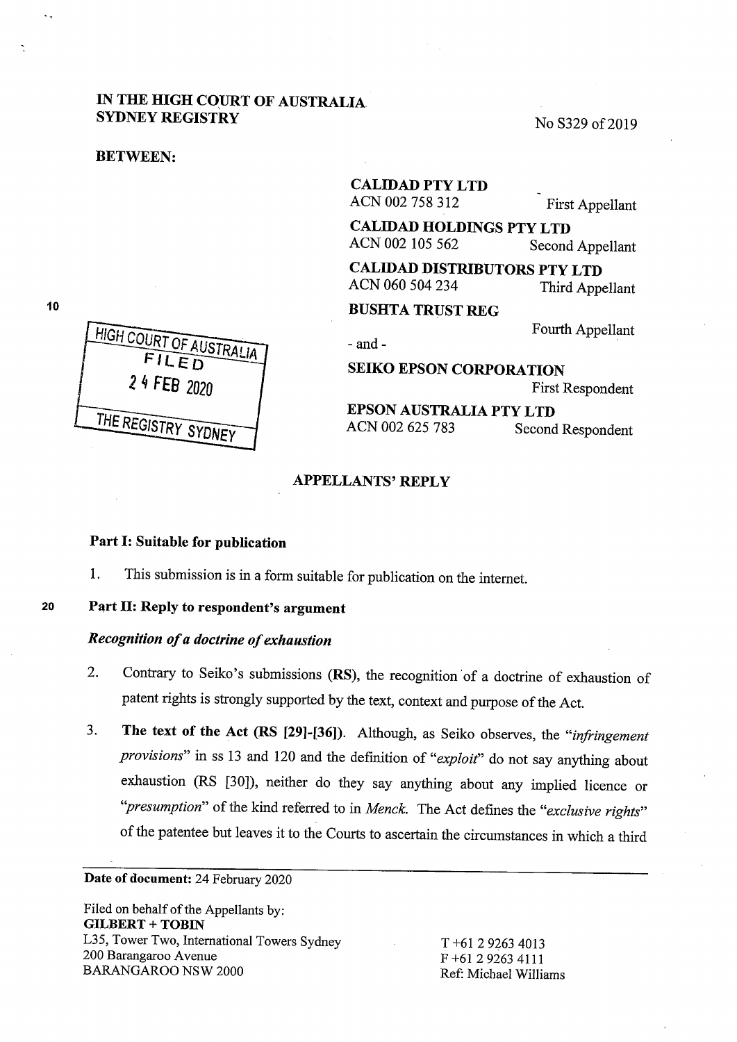**IN THE HIGH COURT OF AUSTRALIA**
**SYDNEY REGISTRY**

No S329 of 2019

**BETWEEN:**

**CALIDAD PTY LTD**
ACN 002 758 312 — First Appellant

**CALIDAD HOLDINGS PTY LTD**
ACN 002 105 562 — Second Appellant

**CALIDAD DISTRIBUTORS PTY LTD**
ACN 060 504 234 — Third Appellant

**BUSHTA TRUST REG**
Fourth Appellant

\- and -

**SEIKO EPSON CORPORATION**
First Respondent

**EPSON AUSTRALIA PTY LTD**
ACN 002 625 783 — Second Respondent

HIGH COURT OF AUSTRALIA
FILED
24 FEB 2020
THE REGISTRY SYDNEY

## APPELLANTS' REPLY

### Part I: Suitable for publication

1. This submission is in a form suitable for publication on the internet.

### Part II: Reply to respondent's argument

#### *Recognition of a doctrine of exhaustion*

2. Contrary to Seiko's submissions (**RS**), the recognition of a doctrine of exhaustion of patent rights is strongly supported by the text, context and purpose of the Act.

3. **The text of the Act (RS [29]-[36]).** Although, as Seiko observes, the "*infringement provisions*" in ss 13 and 120 and the definition of "*exploit*" do not say anything about exhaustion (RS [30]), neither do they say anything about any implied licence or "*presumption*" of the kind referred to in *Menck*. The Act defines the "*exclusive rights*" of the patentee but leaves it to the Courts to ascertain the circumstances in which a third

**Date of document:** 24 February 2020

Filed on behalf of the Appellants by:
**GILBERT + TOBIN**
L35, Tower Two, International Towers Sydney
200 Barangaroo Avenue
BARANGAROO NSW 2000

T +61 2 9263 4013
F +61 2 9263 4111
Ref: Michael Williams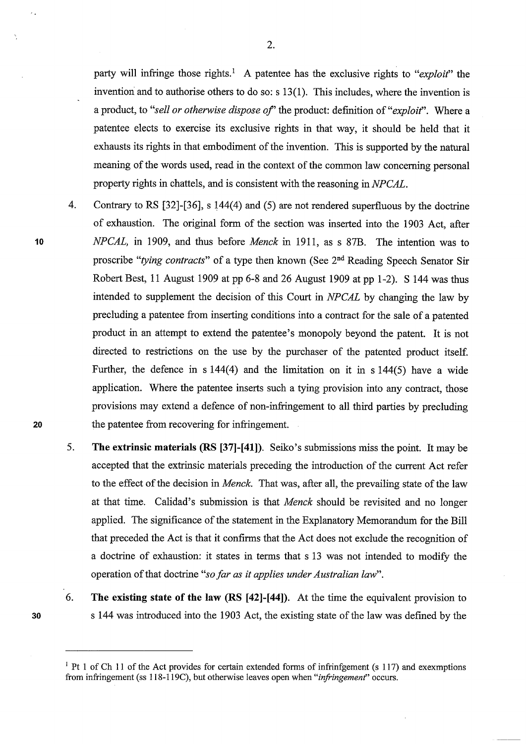party will infringe those rights.[1] A patentee has the exclusive rights to "*exploit*" the invention and to authorise others to do so: s 13(1). This includes, where the invention is a product, to "*sell or otherwise dispose of*" the product: definition of "*exploit*". Where a patentee elects to exercise its exclusive rights in that way, it should be held that it exhausts its rights in that embodiment of the invention. This is supported by the natural meaning of the words used, read in the context of the common law concerning personal property rights in chattels, and is consistent with the reasoning in *NPCAL*.

4. Contrary to RS [32]-[36], s 144(4) and (5) are not rendered superfluous by the doctrine of exhaustion. The original form of the section was inserted into the 1903 Act, after *NPCAL*, in 1909, and thus before *Menck* in 1911, as s 87B. The intention was to proscribe "*tying contracts*" of a type then known (See 2nd Reading Speech Senator Sir Robert Best, 11 August 1909 at pp 6-8 and 26 August 1909 at pp 1-2). S 144 was thus intended to supplement the decision of this Court in *NPCAL* by changing the law by precluding a patentee from inserting conditions into a contract for the sale of a patented product in an attempt to extend the patentee's monopoly beyond the patent. It is not directed to restrictions on the use by the purchaser of the patented product itself. Further, the defence in s 144(4) and the limitation on it in s 144(5) have a wide application. Where the patentee inserts such a tying provision into any contract, those provisions may extend a defence of non-infringement to all third parties by precluding the patentee from recovering for infringement.

5. **The extrinsic materials (RS [37]-[41]).** Seiko's submissions miss the point. It may be accepted that the extrinsic materials preceding the introduction of the current Act refer to the effect of the decision in *Menck*. That was, after all, the prevailing state of the law at that time. Calidad's submission is that *Menck* should be revisited and no longer applied. The significance of the statement in the Explanatory Memorandum for the Bill that preceded the Act is that it confirms that the Act does not exclude the recognition of a doctrine of exhaustion: it states in terms that s 13 was not intended to modify the operation of that doctrine "*so far as it applies under Australian law*".

6. **The existing state of the law (RS [42]-[44]).** At the time the equivalent provision to s 144 was introduced into the 1903 Act, the existing state of the law was defined by the

---

[1] Pt 1 of Ch 11 of the Act provides for certain extended forms of infrinfgement (s 117) and exexmptions from infringement (ss 118-119C), but otherwise leaves open when "*infringement*" occurs.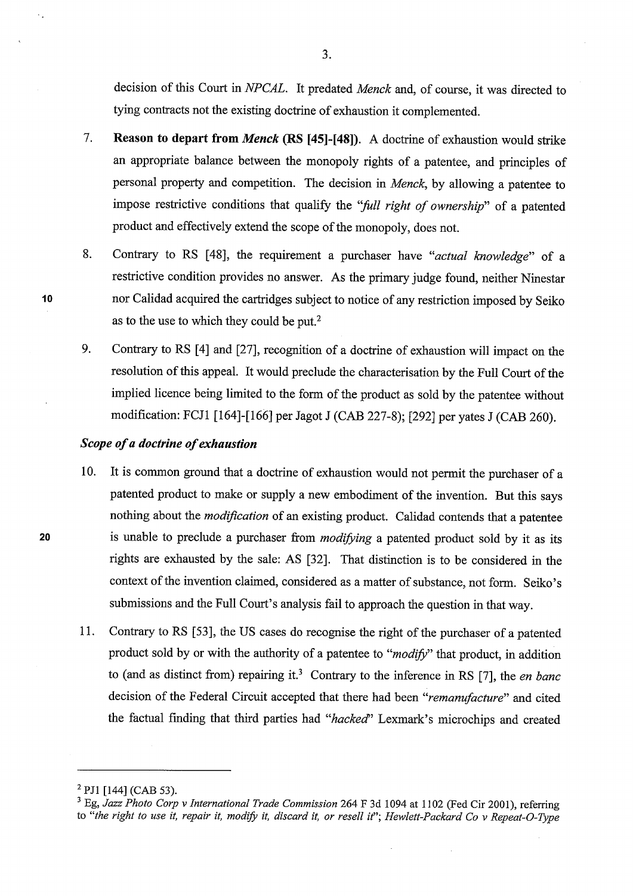decision of this Court in *NPCAL*. It predated *Menck* and, of course, it was directed to tying contracts not the existing doctrine of exhaustion it complemented.

7. **Reason to depart from *Menck* (RS [45]-[48]).** A doctrine of exhaustion would strike an appropriate balance between the monopoly rights of a patentee, and principles of personal property and competition. The decision in *Menck*, by allowing a patentee to impose restrictive conditions that qualify the *"full right of ownership"* of a patented product and effectively extend the scope of the monopoly, does not.

8. Contrary to RS [48], the requirement a purchaser have *"actual knowledge"* of a restrictive condition provides no answer. As the primary judge found, neither Ninestar nor Calidad acquired the cartridges subject to notice of any restriction imposed by Seiko as to the use to which they could be put.[2]

9. Contrary to RS [4] and [27], recognition of a doctrine of exhaustion will impact on the resolution of this appeal. It would preclude the characterisation by the Full Court of the implied licence being limited to the form of the product as sold by the patentee without modification: FCJ1 [164]-[166] per Jagot J (CAB 227-8); [292] per yates J (CAB 260).

### *Scope of a doctrine of exhaustion*

10. It is common ground that a doctrine of exhaustion would not permit the purchaser of a patented product to make or supply a new embodiment of the invention. But this says nothing about the *modification* of an existing product. Calidad contends that a patentee is unable to preclude a purchaser from *modifying* a patented product sold by it as its rights are exhausted by the sale: AS [32]. That distinction is to be considered in the context of the invention claimed, considered as a matter of substance, not form. Seiko's submissions and the Full Court's analysis fail to approach the question in that way.

11. Contrary to RS [53], the US cases do recognise the right of the purchaser of a patented product sold by or with the authority of a patentee to *"modify"* that product, in addition to (and as distinct from) repairing it.[3] Contrary to the inference in RS [7], the *en banc* decision of the Federal Circuit accepted that there had been *"remanufacture"* and cited the factual finding that third parties had *"hacked"* Lexmark's microchips and created

---

[2] PJ1 [144] (CAB 53).

[3] Eg, *Jazz Photo Corp v International Trade Commission* 264 F 3d 1094 at 1102 (Fed Cir 2001), referring to *"the right to use it, repair it, modify it, discard it, or resell it"*; *Hewlett-Packard Co v Repeat-O-Type*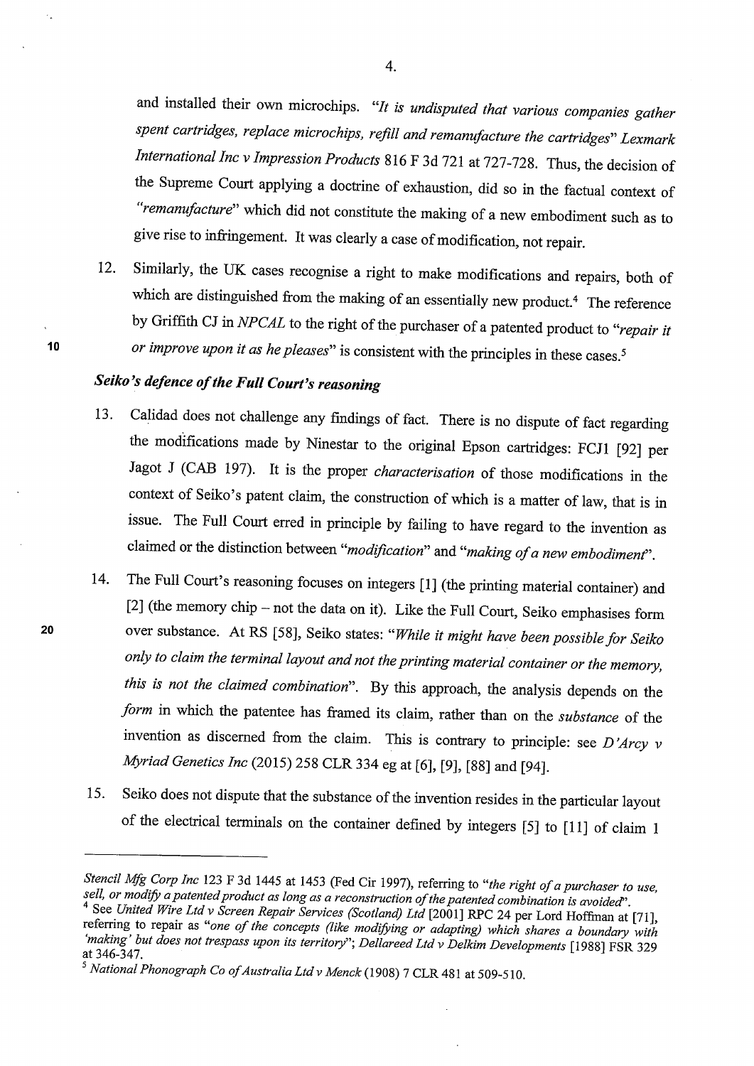and installed their own microchips. *"It is undisputed that various companies gather spent cartridges, replace microchips, refill and remanufacture the cartridges" Lexmark International Inc v Impression Products* 816 F 3d 721 at 727-728. Thus, the decision of the Supreme Court applying a doctrine of exhaustion, did so in the factual context of *"remanufacture"* which did not constitute the making of a new embodiment such as to give rise to infringement. It was clearly a case of modification, not repair.

12. Similarly, the UK cases recognise a right to make modifications and repairs, both of which are distinguished from the making of an essentially new product.[4] The reference by Griffith CJ in *NPCAL* to the right of the purchaser of a patented product to *"repair it or improve upon it as he pleases"* is consistent with the principles in these cases.[5]

## *Seiko's defence of the Full Court's reasoning*

13. Calidad does not challenge any findings of fact. There is no dispute of fact regarding the modifications made by Ninestar to the original Epson cartridges: FCJ1 [92] per Jagot J (CAB 197). It is the proper *characterisation* of those modifications in the context of Seiko's patent claim, the construction of which is a matter of law, that is in issue. The Full Court erred in principle by failing to have regard to the invention as claimed or the distinction between *"modification"* and *"making of a new embodiment"*.

14. The Full Court's reasoning focuses on integers [1] (the printing material container) and [2] (the memory chip – not the data on it). Like the Full Court, Seiko emphasises form over substance. At RS [58], Seiko states: *"While it might have been possible for Seiko only to claim the terminal layout and not the printing material container or the memory, this is not the claimed combination"*. By this approach, the analysis depends on the *form* in which the patentee has framed its claim, rather than on the *substance* of the invention as discerned from the claim. This is contrary to principle: see *D'Arcy v Myriad Genetics Inc* (2015) 258 CLR 334 eg at [6], [9], [88] and [94].

15. Seiko does not dispute that the substance of the invention resides in the particular layout of the electrical terminals on the container defined by integers [5] to [11] of claim 1

---

*Stencil Mfg Corp Inc* 123 F 3d 1445 at 1453 (Fed Cir 1997), referring to *"the right of a purchaser to use, sell, or modify a patented product as long as a reconstruction of the patented combination is avoided"*.

[4] See *United Wire Ltd v Screen Repair Services (Scotland) Ltd* [2001] RPC 24 per Lord Hoffman at [71], referring to repair as *"one of the concepts (like modifying or adapting) which shares a boundary with 'making' but does not trespass upon its territory"*; *Dellareed Ltd v Delkim Developments* [1988] FSR 329 at 346-347.

[5] *National Phonograph Co of Australia Ltd v Menck* (1908) 7 CLR 481 at 509-510.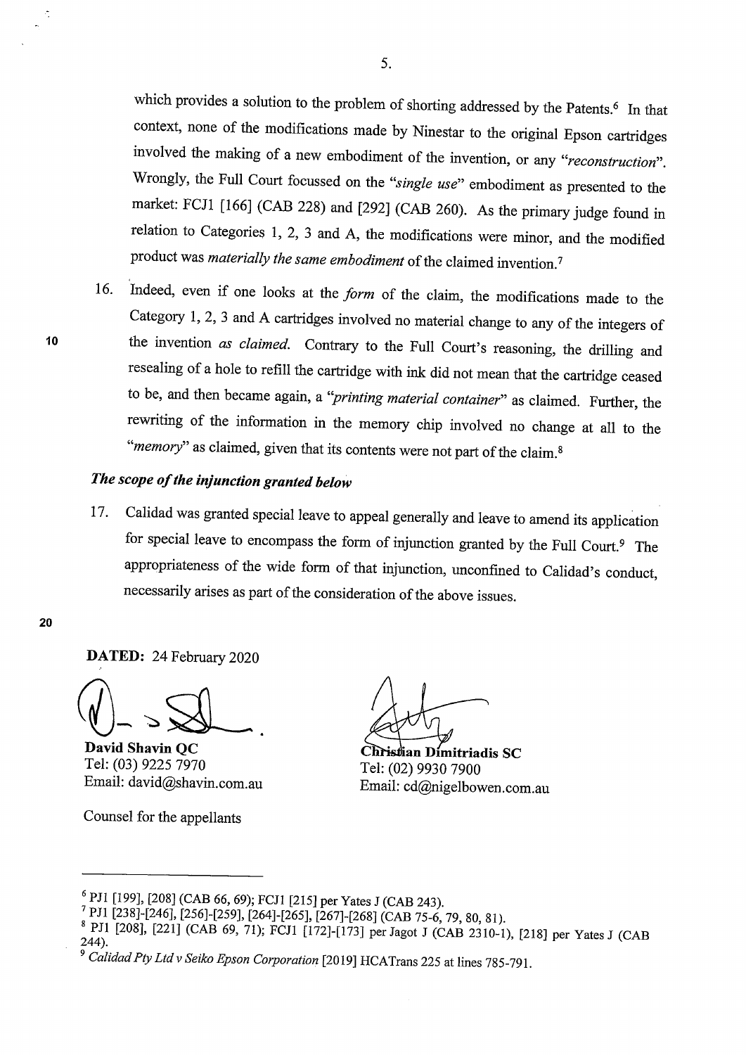which provides a solution to the problem of shorting addressed by the Patents.[6] In that context, none of the modifications made by Ninestar to the original Epson cartridges involved the making of a new embodiment of the invention, or any *"reconstruction"*. Wrongly, the Full Court focussed on the *"single use"* embodiment as presented to the market: FCJ1 [166] (CAB 228) and [292] (CAB 260). As the primary judge found in relation to Categories 1, 2, 3 and A, the modifications were minor, and the modified product was *materially the same embodiment* of the claimed invention.[7]

16. Indeed, even if one looks at the *form* of the claim, the modifications made to the Category 1, 2, 3 and A cartridges involved no material change to any of the integers of the invention *as claimed.* Contrary to the Full Court's reasoning, the drilling and resealing of a hole to refill the cartridge with ink did not mean that the cartridge ceased to be, and then became again, a *"printing material container"* as claimed. Further, the rewriting of the information in the memory chip involved no change at all to the *"memory"* as claimed, given that its contents were not part of the claim.[8]

### *The scope of the injunction granted below*

17. Calidad was granted special leave to appeal generally and leave to amend its application for special leave to encompass the form of injunction granted by the Full Court.[9] The appropriateness of the wide form of that injunction, unconfined to Calidad's conduct, necessarily arises as part of the consideration of the above issues.

**DATED:** 24 February 2020

**David Shavin QC**
Tel: (03) 9225 7970
Email: david@shavin.com.au

**Christian Dimitriadis SC**
Tel: (02) 9930 7900
Email: cd@nigelbowen.com.au

Counsel for the appellants

---

[6] PJ1 [199], [208] (CAB 66, 69); FCJ1 [215] per Yates J (CAB 243).

[7] PJ1 [238]-[246], [256]-[259], [264]-[265], [267]-[268] (CAB 75-6, 79, 80, 81).

[8] PJ1 [208], [221] (CAB 69, 71); FCJ1 [172]-[173] per Jagot J (CAB 2310-1), [218] per Yates J (CAB 244).

[9] *Calidad Pty Ltd v Seiko Epson Corporation* [2019] HCATrans 225 at lines 785-791.